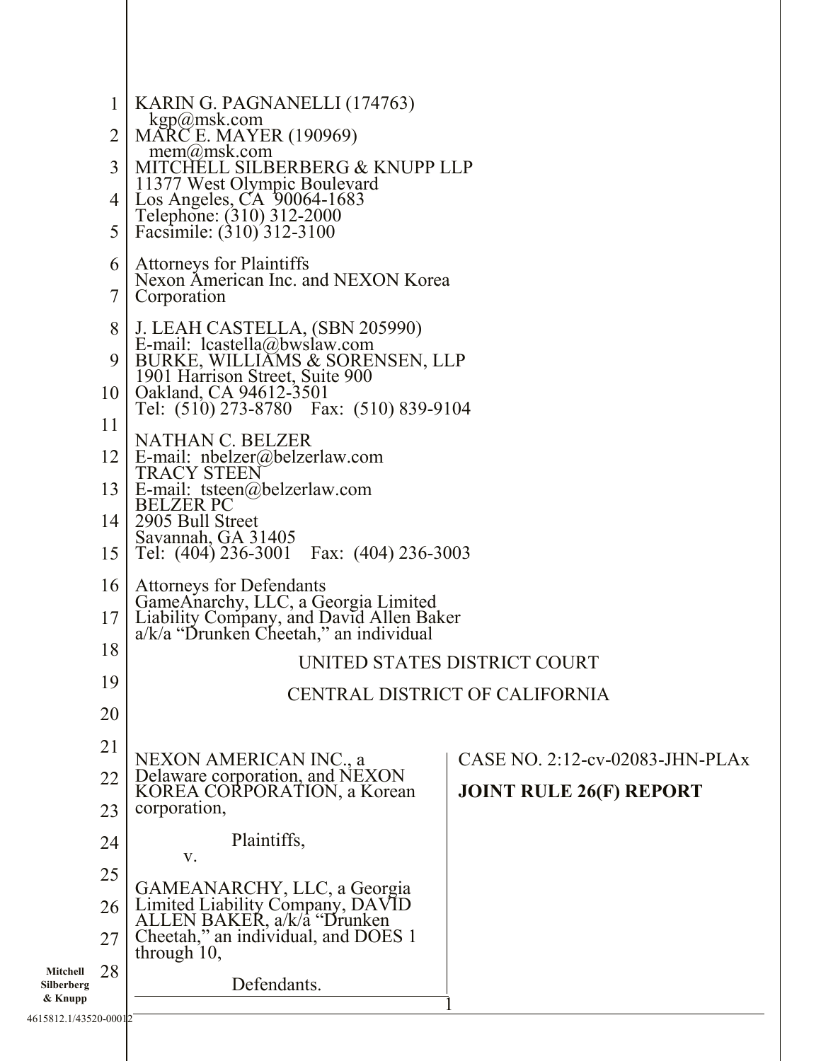KARIN G. PAGNANELLI (174763)
kgp@msk.com
MARC E. MAYER (190969)
mem@msk.com
MITCHELL SILBERBERG & KNUPP LLP
11377 West Olympic Boulevard
Los Angeles, CA 90064-1683
Telephone: (310) 312-2000
Facsimile: (310) 312-3100

Attorneys for Plaintiffs
Nexon American Inc. and NEXON Korea Corporation

J. LEAH CASTELLA, (SBN 205990)
E-mail: lcastella@bwslaw.com
BURKE, WILLIAMS & SORENSEN, LLP
1901 Harrison Street, Suite 900
Oakland, CA 94612-3501
Tel: (510) 273-8780 Fax: (510) 839-9104

NATHAN C. BELZER
E-mail: nbelzer@belzerlaw.com
TRACY STEEN
E-mail: tsteen@belzerlaw.com
BELZER PC
2905 Bull Street
Savannah, GA 31405
Tel: (404) 236-3001 Fax: (404) 236-3003

Attorneys for Defendants
GameAnarchy, LLC, a Georgia Limited Liability Company, and David Allen Baker a/k/a "Drunken Cheetah," an individual

UNITED STATES DISTRICT COURT

CENTRAL DISTRICT OF CALIFORNIA

| | |
|---|---|
| NEXON AMERICAN INC., a Delaware corporation, and NEXON KOREA CORPORATION, a Korean corporation,<br><br>Plaintiffs,<br><br>v.<br><br>GAMEANARCHY, LLC, a Georgia Limited Liability Company, DAVID ALLEN BAKER, a/k/a "Drunken Cheetah," an individual, and DOES 1 through 10,<br><br>Defendants. | CASE NO. 2:12-cv-02083-JHN-PLAx<br><br>**JOINT RULE 26(F) REPORT** |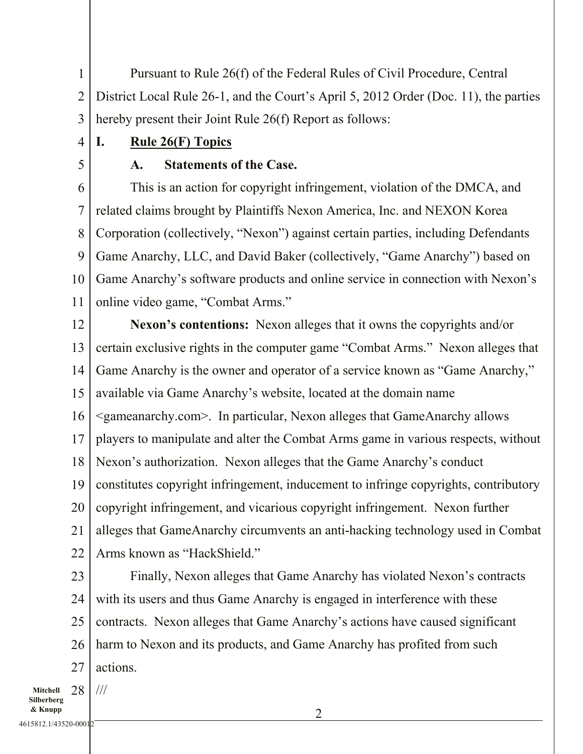Pursuant to Rule 26(f) of the Federal Rules of Civil Procedure, Central District Local Rule 26-1, and the Court's April 5, 2012 Order (Doc. 11), the parties hereby present their Joint Rule 26(f) Report as follows:

## I. Rule 26(F) Topics

### A. Statements of the Case.

This is an action for copyright infringement, violation of the DMCA, and related claims brought by Plaintiffs Nexon America, Inc. and NEXON Korea Corporation (collectively, "Nexon") against certain parties, including Defendants Game Anarchy, LLC, and David Baker (collectively, "Game Anarchy") based on Game Anarchy's software products and online service in connection with Nexon's online video game, "Combat Arms."

**Nexon's contentions:** Nexon alleges that it owns the copyrights and/or certain exclusive rights in the computer game "Combat Arms." Nexon alleges that Game Anarchy is the owner and operator of a service known as "Game Anarchy," available via Game Anarchy's website, located at the domain name <gameanarchy.com>. In particular, Nexon alleges that GameAnarchy allows players to manipulate and alter the Combat Arms game in various respects, without Nexon's authorization. Nexon alleges that the Game Anarchy's conduct constitutes copyright infringement, inducement to infringe copyrights, contributory copyright infringement, and vicarious copyright infringement. Nexon further alleges that GameAnarchy circumvents an anti-hacking technology used in Combat Arms known as "HackShield."

Finally, Nexon alleges that Game Anarchy has violated Nexon's contracts with its users and thus Game Anarchy is engaged in interference with these contracts. Nexon alleges that Game Anarchy's actions have caused significant harm to Nexon and its products, and Game Anarchy has profited from such actions.

///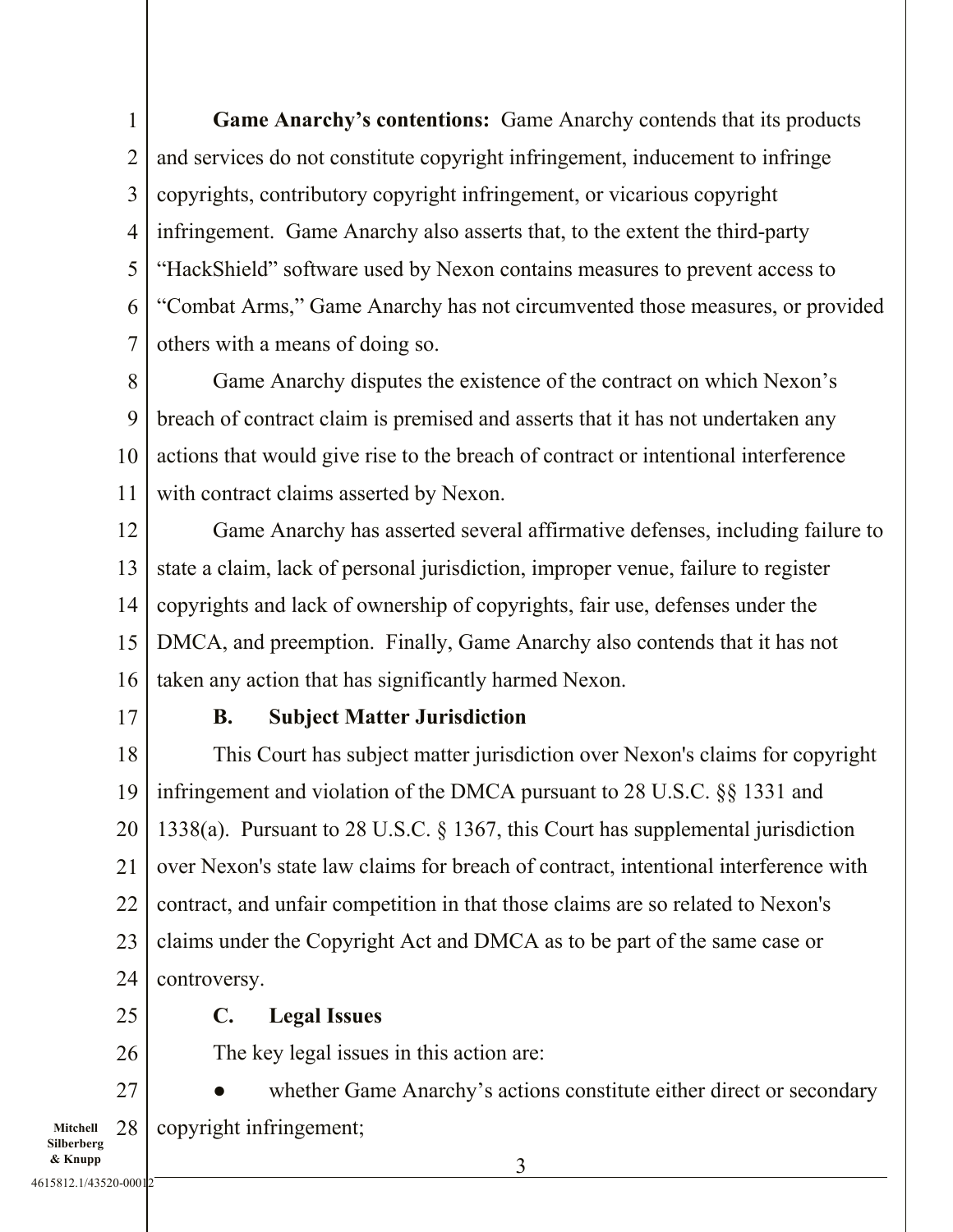**Game Anarchy's contentions:** Game Anarchy contends that its products and services do not constitute copyright infringement, inducement to infringe copyrights, contributory copyright infringement, or vicarious copyright infringement. Game Anarchy also asserts that, to the extent the third-party "HackShield" software used by Nexon contains measures to prevent access to "Combat Arms," Game Anarchy has not circumvented those measures, or provided others with a means of doing so.

Game Anarchy disputes the existence of the contract on which Nexon's breach of contract claim is premised and asserts that it has not undertaken any actions that would give rise to the breach of contract or intentional interference with contract claims asserted by Nexon.

Game Anarchy has asserted several affirmative defenses, including failure to state a claim, lack of personal jurisdiction, improper venue, failure to register copyrights and lack of ownership of copyrights, fair use, defenses under the DMCA, and preemption. Finally, Game Anarchy also contends that it has not taken any action that has significantly harmed Nexon.

### B. Subject Matter Jurisdiction

This Court has subject matter jurisdiction over Nexon's claims for copyright infringement and violation of the DMCA pursuant to 28 U.S.C. §§ 1331 and 1338(a). Pursuant to 28 U.S.C. § 1367, this Court has supplemental jurisdiction over Nexon's state law claims for breach of contract, intentional interference with contract, and unfair competition in that those claims are so related to Nexon's claims under the Copyright Act and DMCA as to be part of the same case or controversy.

### C. Legal Issues

The key legal issues in this action are:

- whether Game Anarchy's actions constitute either direct or secondary copyright infringement;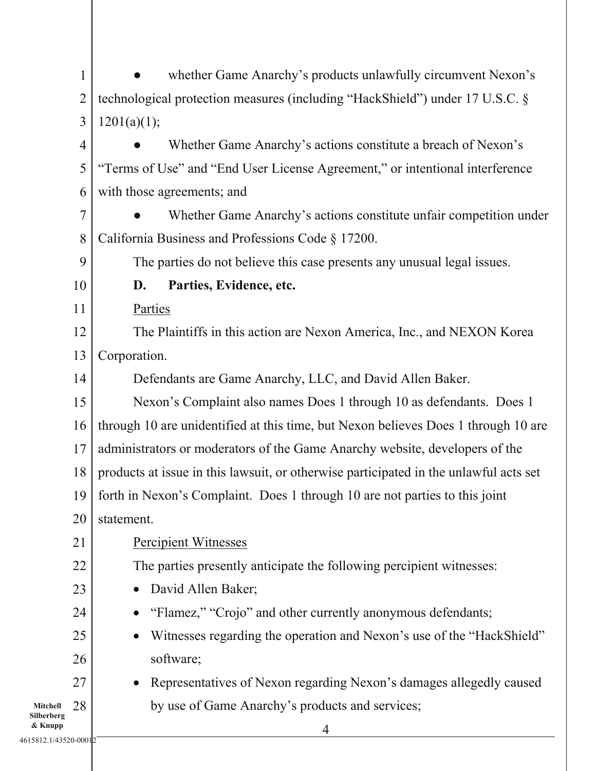- whether Game Anarchy's products unlawfully circumvent Nexon's technological protection measures (including "HackShield") under 17 U.S.C. § 1201(a)(1);
- Whether Game Anarchy's actions constitute a breach of Nexon's "Terms of Use" and "End User License Agreement," or intentional interference with those agreements; and
- Whether Game Anarchy's actions constitute unfair competition under California Business and Professions Code § 17200.

The parties do not believe this case presents any unusual legal issues.

**D. Parties, Evidence, etc.**

Parties

The Plaintiffs in this action are Nexon America, Inc., and NEXON Korea Corporation.

Defendants are Game Anarchy, LLC, and David Allen Baker.

Nexon's Complaint also names Does 1 through 10 as defendants. Does 1 through 10 are unidentified at this time, but Nexon believes Does 1 through 10 are administrators or moderators of the Game Anarchy website, developers of the products at issue in this lawsuit, or otherwise participated in the unlawful acts set forth in Nexon's Complaint. Does 1 through 10 are not parties to this joint statement.

Percipient Witnesses

The parties presently anticipate the following percipient witnesses:

- David Allen Baker;
- "Flamez," "Crojo" and other currently anonymous defendants;
- Witnesses regarding the operation and Nexon's use of the "HackShield" software;
- Representatives of Nexon regarding Nexon's damages allegedly caused by use of Game Anarchy's products and services;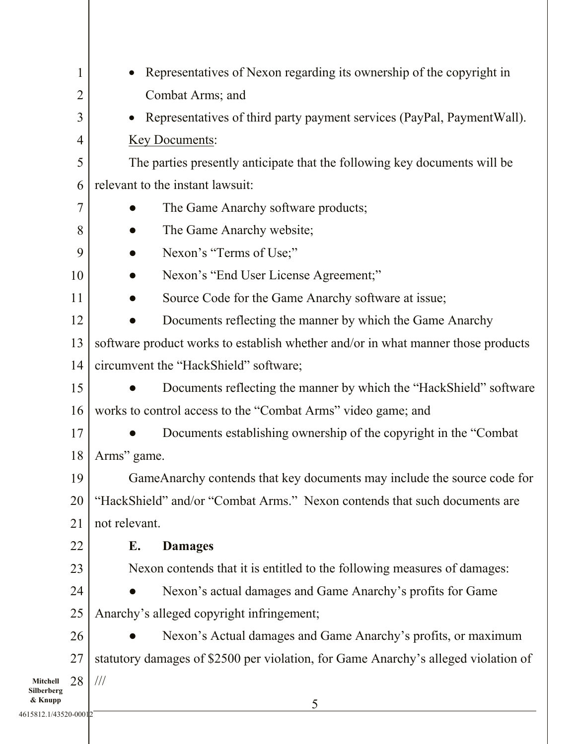- Representatives of Nexon regarding its ownership of the copyright in Combat Arms; and
- Representatives of third party payment services (PayPal, PaymentWall).

Key Documents:

The parties presently anticipate that the following key documents will be relevant to the instant lawsuit:

- The Game Anarchy software products;
- The Game Anarchy website;
- Nexon's "Terms of Use;"
- Nexon's "End User License Agreement;"
- Source Code for the Game Anarchy software at issue;
- Documents reflecting the manner by which the Game Anarchy software product works to establish whether and/or in what manner those products circumvent the "HackShield" software;
- Documents reflecting the manner by which the "HackShield" software works to control access to the "Combat Arms" video game; and
- Documents establishing ownership of the copyright in the "Combat Arms" game.

GameAnarchy contends that key documents may include the source code for "HackShield" and/or "Combat Arms." Nexon contends that such documents are not relevant.

**E. Damages**

Nexon contends that it is entitled to the following measures of damages:

- Nexon's actual damages and Game Anarchy's profits for Game Anarchy's alleged copyright infringement;
- Nexon's Actual damages and Game Anarchy's profits, or maximum statutory damages of $2500 per violation, for Game Anarchy's alleged violation of

///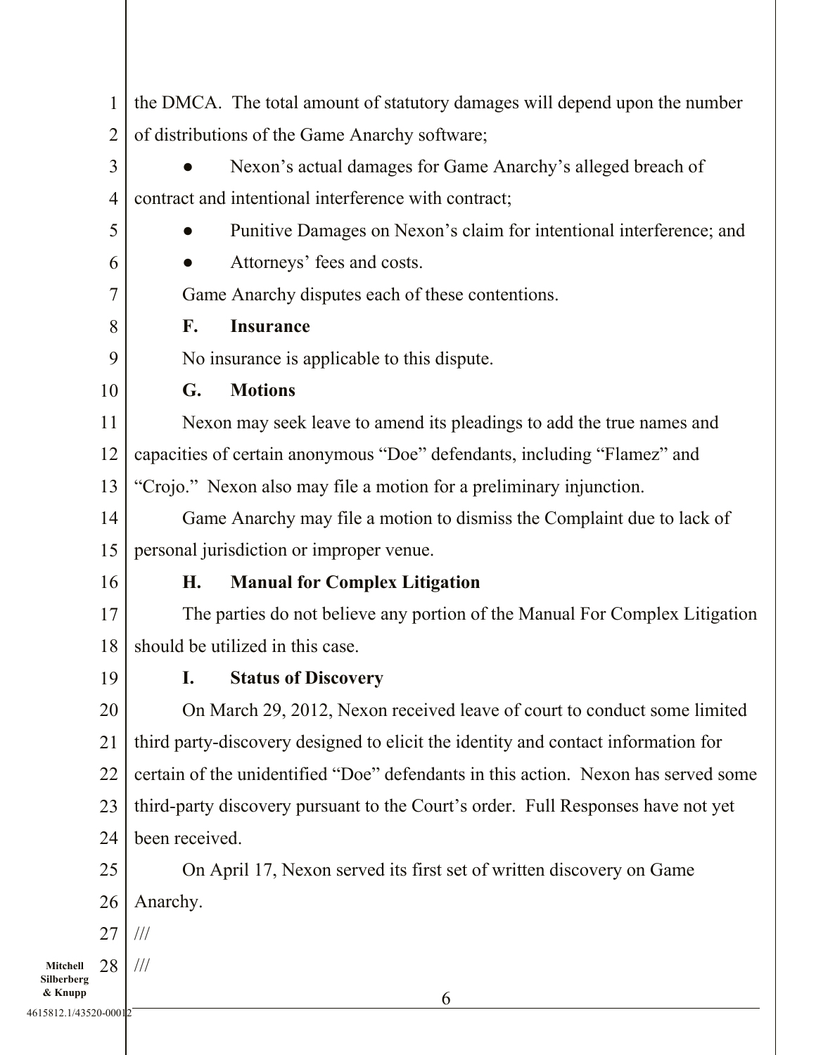the DMCA. The total amount of statutory damages will depend upon the number of distributions of the Game Anarchy software;

- Nexon's actual damages for Game Anarchy's alleged breach of contract and intentional interference with contract;
- Punitive Damages on Nexon's claim for intentional interference; and
- Attorneys' fees and costs.

Game Anarchy disputes each of these contentions.

**F. Insurance**

No insurance is applicable to this dispute.

**G. Motions**

Nexon may seek leave to amend its pleadings to add the true names and capacities of certain anonymous "Doe" defendants, including "Flamez" and "Crojo." Nexon also may file a motion for a preliminary injunction.

Game Anarchy may file a motion to dismiss the Complaint due to lack of personal jurisdiction or improper venue.

**H. Manual for Complex Litigation**

The parties do not believe any portion of the Manual For Complex Litigation should be utilized in this case.

**I. Status of Discovery**

On March 29, 2012, Nexon received leave of court to conduct some limited third party-discovery designed to elicit the identity and contact information for certain of the unidentified "Doe" defendants in this action. Nexon has served some third-party discovery pursuant to the Court's order. Full Responses have not yet been received.

On April 17, Nexon served its first set of written discovery on Game Anarchy.

///

///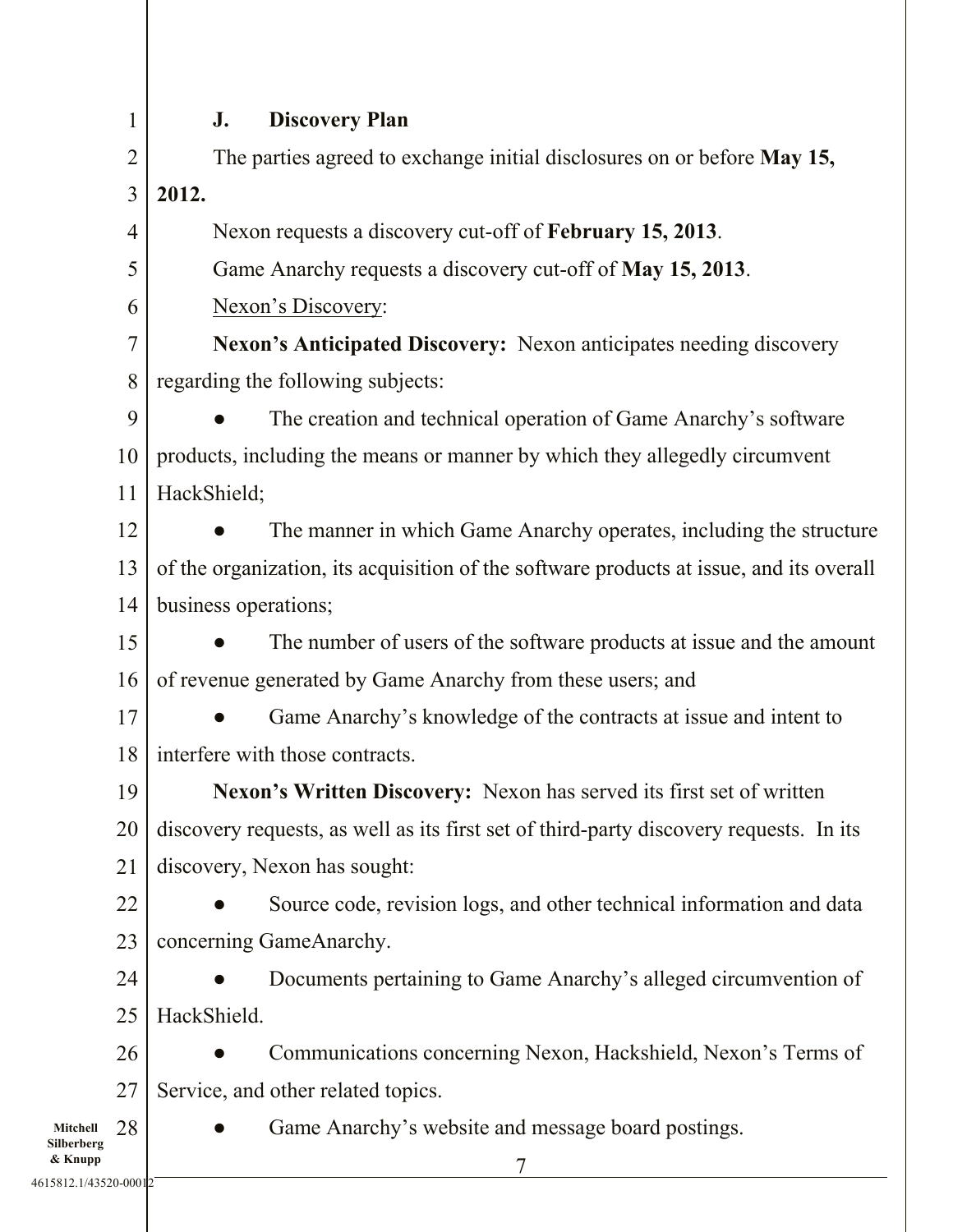### J. Discovery Plan

The parties agreed to exchange initial disclosures on or before **May 15, 2012.**

Nexon requests a discovery cut-off of **February 15, 2013**.

Game Anarchy requests a discovery cut-off of **May 15, 2013**.

<u>Nexon's Discovery</u>:

**Nexon's Anticipated Discovery:** Nexon anticipates needing discovery regarding the following subjects:

- The creation and technical operation of Game Anarchy's software products, including the means or manner by which they allegedly circumvent HackShield;
- The manner in which Game Anarchy operates, including the structure of the organization, its acquisition of the software products at issue, and its overall business operations;
- The number of users of the software products at issue and the amount of revenue generated by Game Anarchy from these users; and
- Game Anarchy's knowledge of the contracts at issue and intent to interfere with those contracts.

**Nexon's Written Discovery:** Nexon has served its first set of written discovery requests, as well as its first set of third-party discovery requests. In its discovery, Nexon has sought:

- Source code, revision logs, and other technical information and data concerning GameAnarchy.
- Documents pertaining to Game Anarchy's alleged circumvention of HackShield.
- Communications concerning Nexon, Hackshield, Nexon's Terms of Service, and other related topics.
- Game Anarchy's website and message board postings.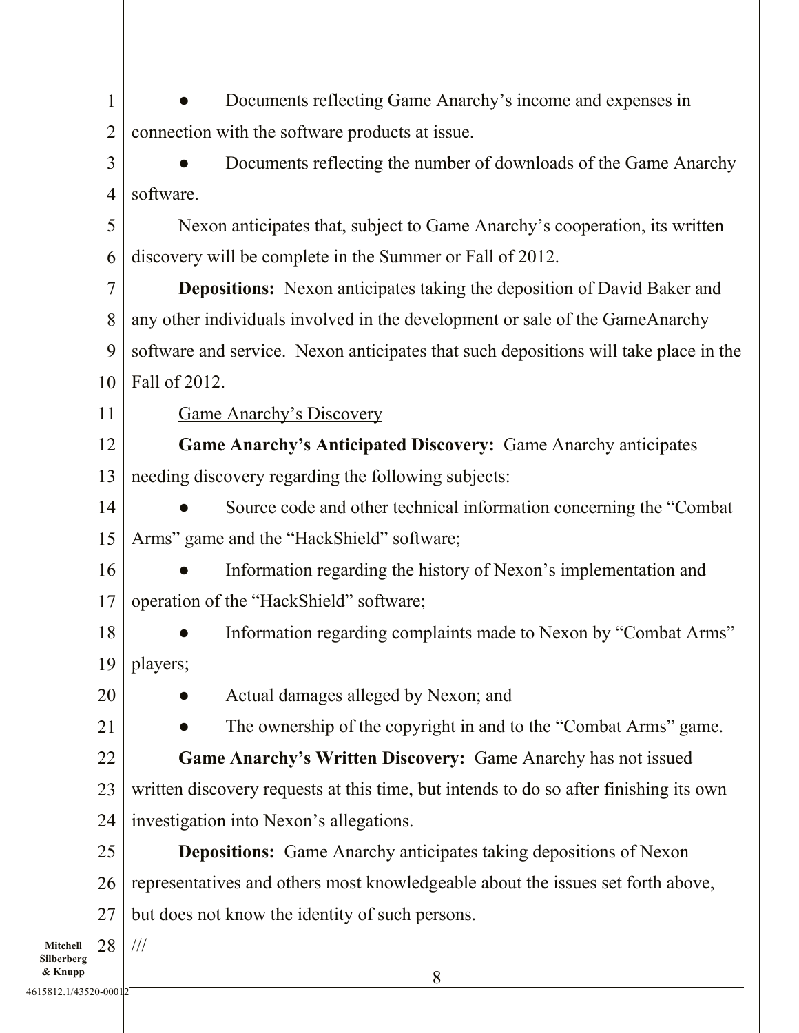- Documents reflecting Game Anarchy's income and expenses in connection with the software products at issue.
- Documents reflecting the number of downloads of the Game Anarchy software.

Nexon anticipates that, subject to Game Anarchy's cooperation, its written discovery will be complete in the Summer or Fall of 2012.

**Depositions:** Nexon anticipates taking the deposition of David Baker and any other individuals involved in the development or sale of the GameAnarchy software and service. Nexon anticipates that such depositions will take place in the Fall of 2012.

Game Anarchy's Discovery

**Game Anarchy's Anticipated Discovery:** Game Anarchy anticipates needing discovery regarding the following subjects:

- Source code and other technical information concerning the "Combat Arms" game and the "HackShield" software;
- Information regarding the history of Nexon's implementation and operation of the "HackShield" software;
- Information regarding complaints made to Nexon by "Combat Arms" players;
- Actual damages alleged by Nexon; and
- The ownership of the copyright in and to the "Combat Arms" game.

**Game Anarchy's Written Discovery:** Game Anarchy has not issued written discovery requests at this time, but intends to do so after finishing its own investigation into Nexon's allegations.

**Depositions:** Game Anarchy anticipates taking depositions of Nexon representatives and others most knowledgeable about the issues set forth above, but does not know the identity of such persons.

///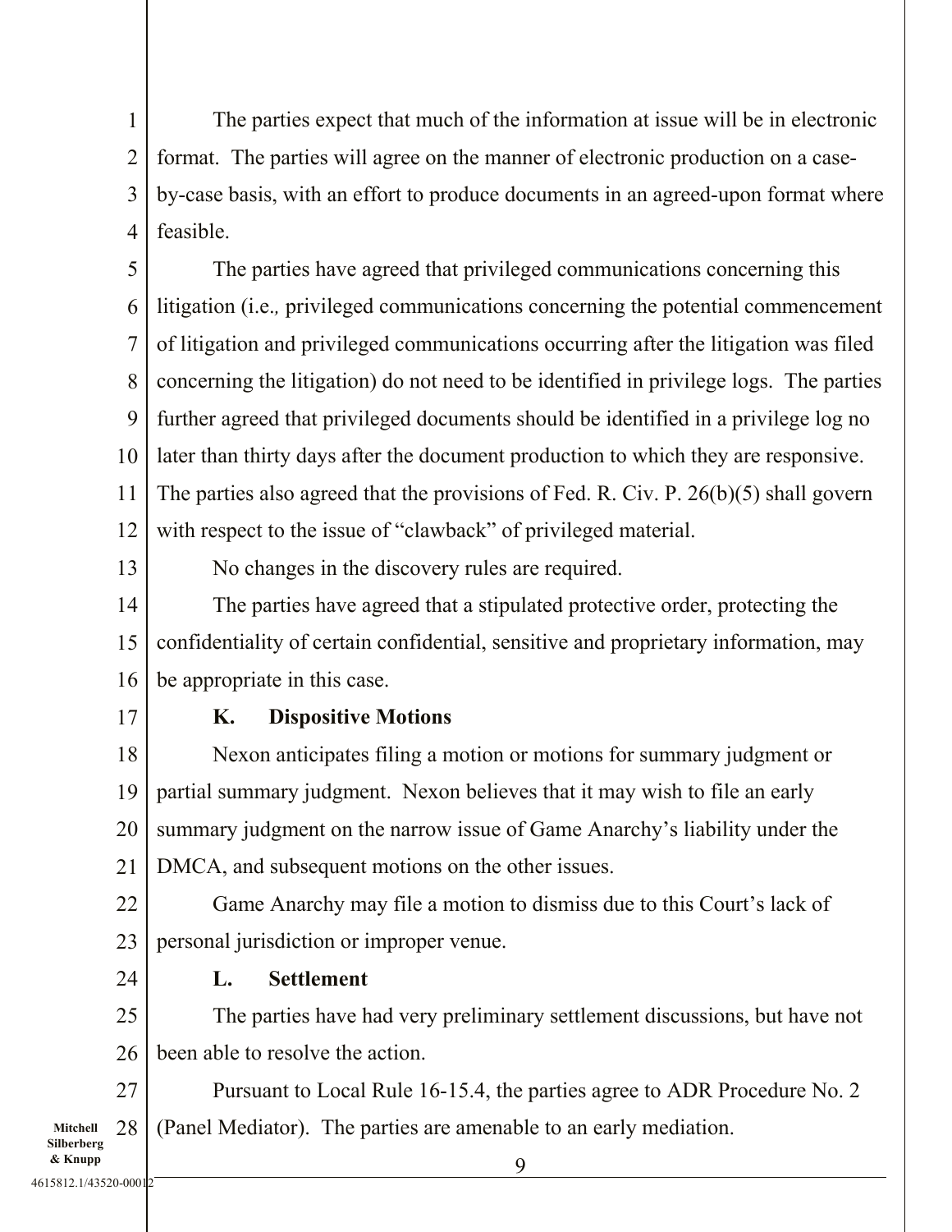The parties expect that much of the information at issue will be in electronic format. The parties will agree on the manner of electronic production on a case-by-case basis, with an effort to produce documents in an agreed-upon format where feasible.

The parties have agreed that privileged communications concerning this litigation (i.e., privileged communications concerning the potential commencement of litigation and privileged communications occurring after the litigation was filed concerning the litigation) do not need to be identified in privilege logs. The parties further agreed that privileged documents should be identified in a privilege log no later than thirty days after the document production to which they are responsive. The parties also agreed that the provisions of Fed. R. Civ. P. 26(b)(5) shall govern with respect to the issue of "clawback" of privileged material.

No changes in the discovery rules are required.

The parties have agreed that a stipulated protective order, protecting the confidentiality of certain confidential, sensitive and proprietary information, may be appropriate in this case.

**K. Dispositive Motions**

Nexon anticipates filing a motion or motions for summary judgment or partial summary judgment. Nexon believes that it may wish to file an early summary judgment on the narrow issue of Game Anarchy's liability under the DMCA, and subsequent motions on the other issues.

Game Anarchy may file a motion to dismiss due to this Court's lack of personal jurisdiction or improper venue.

**L. Settlement**

The parties have had very preliminary settlement discussions, but have not been able to resolve the action.

Pursuant to Local Rule 16-15.4, the parties agree to ADR Procedure No. 2 (Panel Mediator). The parties are amenable to an early mediation.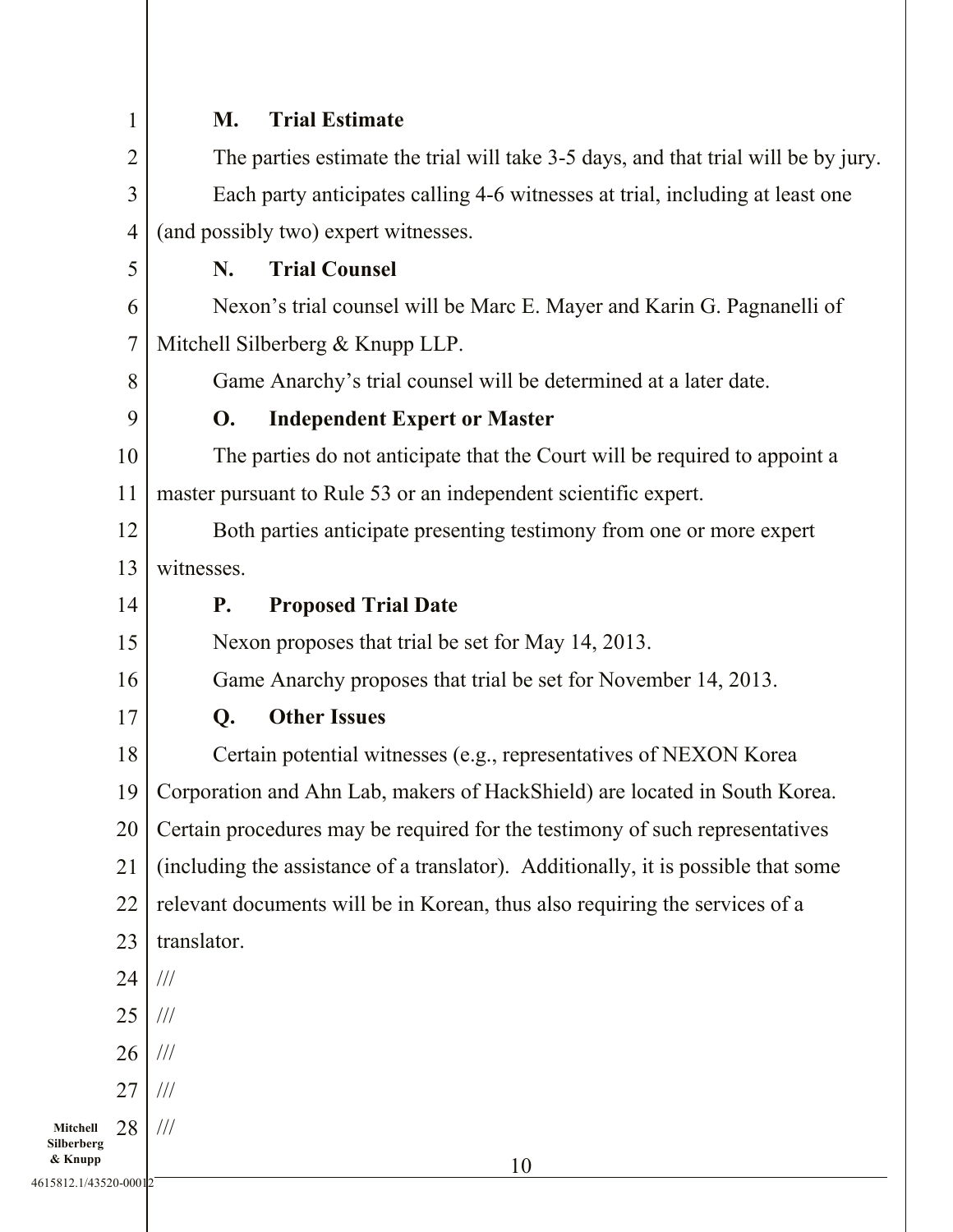### M. Trial Estimate

The parties estimate the trial will take 3-5 days, and that trial will be by jury.

Each party anticipates calling 4-6 witnesses at trial, including at least one (and possibly two) expert witnesses.

### N. Trial Counsel

Nexon's trial counsel will be Marc E. Mayer and Karin G. Pagnanelli of Mitchell Silberberg & Knupp LLP.

Game Anarchy's trial counsel will be determined at a later date.

### O. Independent Expert or Master

The parties do not anticipate that the Court will be required to appoint a master pursuant to Rule 53 or an independent scientific expert.

Both parties anticipate presenting testimony from one or more expert witnesses.

### P. Proposed Trial Date

Nexon proposes that trial be set for May 14, 2013.

Game Anarchy proposes that trial be set for November 14, 2013.

### Q. Other Issues

Certain potential witnesses (e.g., representatives of NEXON Korea Corporation and Ahn Lab, makers of HackShield) are located in South Korea. Certain procedures may be required for the testimony of such representatives (including the assistance of a translator). Additionally, it is possible that some relevant documents will be in Korean, thus also requiring the services of a translator.

///

///

///

///

///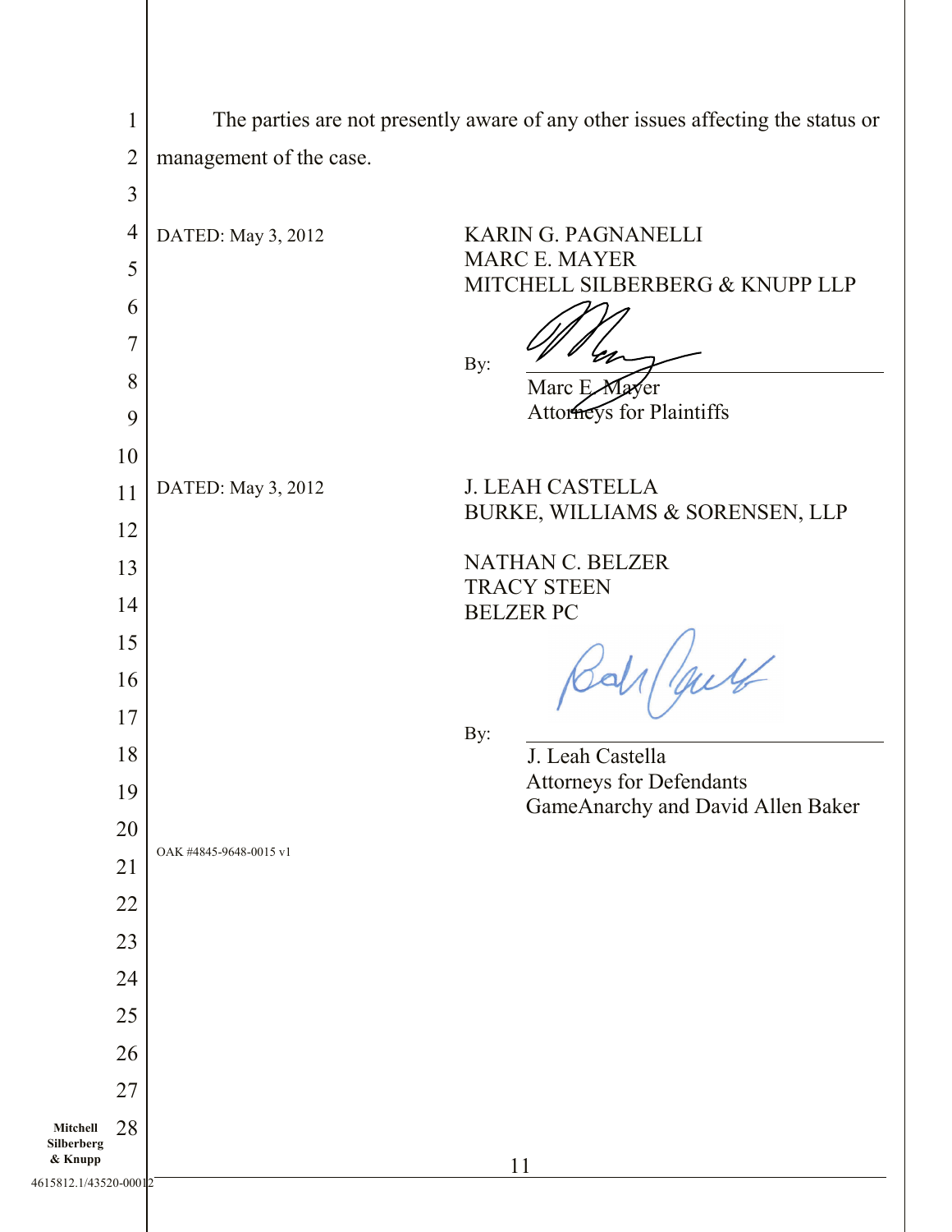The parties are not presently aware of any other issues affecting the status or management of the case.

DATED: May 3, 2012

KARIN G. PAGNANELLI
MARC E. MAYER
MITCHELL SILBERBERG & KNUPP LLP

By: ______________________
Marc E. Mayer
Attorneys for Plaintiffs

DATED: May 3, 2012

J. LEAH CASTELLA
BURKE, WILLIAMS & SORENSEN, LLP

NATHAN C. BELZER
TRACY STEEN
BELZER PC

By: ______________________
J. Leah Castella
Attorneys for Defendants
GameAnarchy and David Allen Baker

OAK #4845-9648-0015 v1